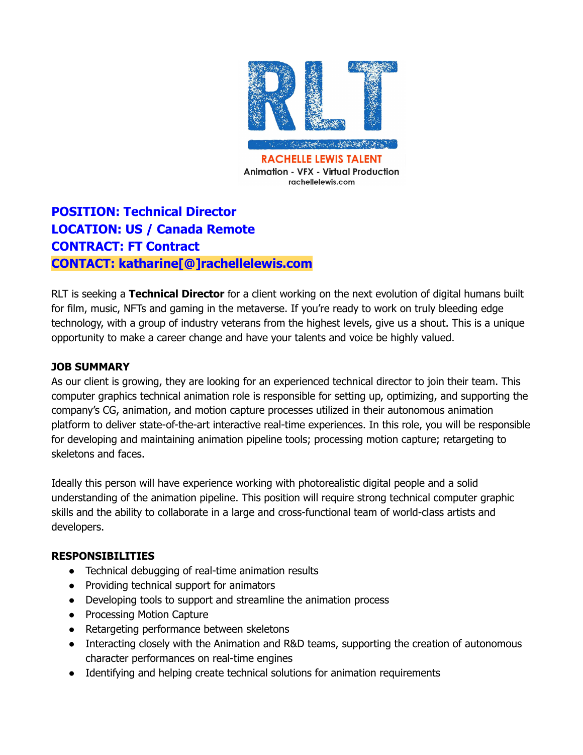RACHELLE LEWIS TALENT
Animation - VFX - Virtual Production
rachellelewis.com

**POSITION: Technical Director**
**LOCATION: US / Canada Remote**
**CONTRACT: FT Contract**
**CONTACT: katharine[@]rachellelewis.com**

RLT is seeking a **Technical Director** for a client working on the next evolution of digital humans built for film, music, NFTs and gaming in the metaverse. If you're ready to work on truly bleeding edge technology, with a group of industry veterans from the highest levels, give us a shout. This is a unique opportunity to make a career change and have your talents and voice be highly valued.

**JOB SUMMARY**

As our client is growing, they are looking for an experienced technical director to join their team. This computer graphics technical animation role is responsible for setting up, optimizing, and supporting the company's CG, animation, and motion capture processes utilized in their autonomous animation platform to deliver state-of-the-art interactive real-time experiences. In this role, you will be responsible for developing and maintaining animation pipeline tools; processing motion capture; retargeting to skeletons and faces.

Ideally this person will have experience working with photorealistic digital people and a solid understanding of the animation pipeline. This position will require strong technical computer graphic skills and the ability to collaborate in a large and cross-functional team of world-class artists and developers.

**RESPONSIBILITIES**

- Technical debugging of real-time animation results
- Providing technical support for animators
- Developing tools to support and streamline the animation process
- Processing Motion Capture
- Retargeting performance between skeletons
- Interacting closely with the Animation and R&D teams, supporting the creation of autonomous character performances on real-time engines
- Identifying and helping create technical solutions for animation requirements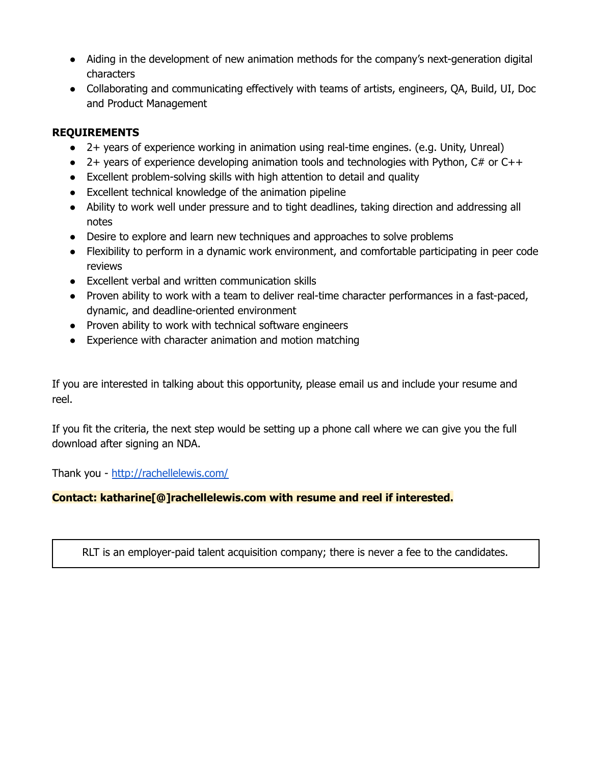- Aiding in the development of new animation methods for the company's next-generation digital characters
- Collaborating and communicating effectively with teams of artists, engineers, QA, Build, UI, Doc and Product Management

**REQUIREMENTS**

- 2+ years of experience working in animation using real-time engines. (e.g. Unity, Unreal)
- 2+ years of experience developing animation tools and technologies with Python, C# or C++
- Excellent problem-solving skills with high attention to detail and quality
- Excellent technical knowledge of the animation pipeline
- Ability to work well under pressure and to tight deadlines, taking direction and addressing all notes
- Desire to explore and learn new techniques and approaches to solve problems
- Flexibility to perform in a dynamic work environment, and comfortable participating in peer code reviews
- Excellent verbal and written communication skills
- Proven ability to work with a team to deliver real-time character performances in a fast-paced, dynamic, and deadline-oriented environment
- Proven ability to work with technical software engineers
- Experience with character animation and motion matching

If you are interested in talking about this opportunity, please email us and include your resume and reel.

If you fit the criteria, the next step would be setting up a phone call where we can give you the full download after signing an NDA.

Thank you - [http://rachellelewis.com/](http://rachellelewis.com/)

**Contact: katharine[@]rachellelewis.com with resume and reel if interested.**

RLT is an employer-paid talent acquisition company; there is never a fee to the candidates.